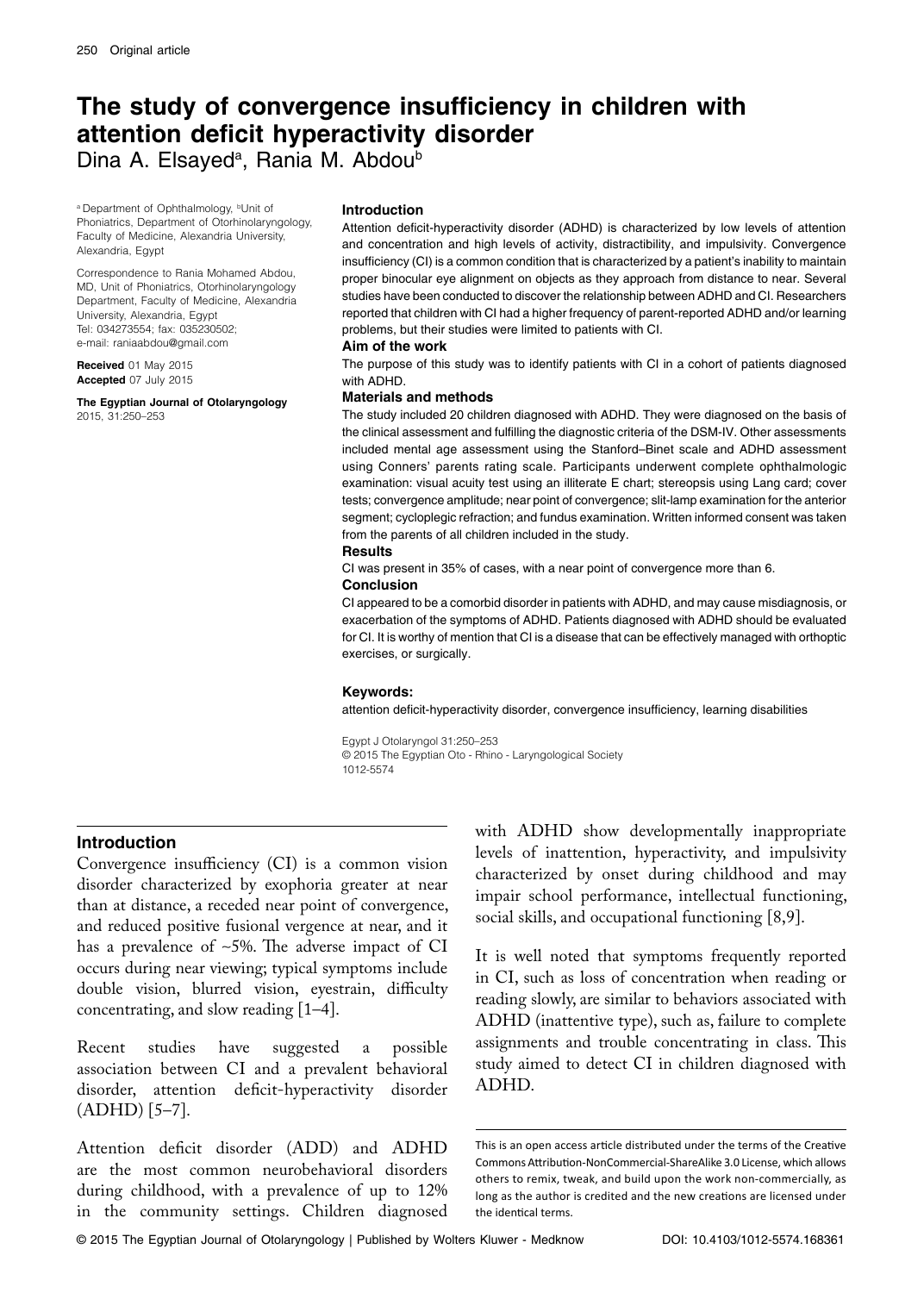# The study of convergence insufficiency in children with attention deficit hyperactivity disorder

Dina A. Elsayed[a], Rania M. Abdou[b]

[a] Department of Ophthalmology, [b] Unit of Phoniatrics, Department of Otorhinolaryngology, Faculty of Medicine, Alexandria University, Alexandria, Egypt

Correspondence to Rania Mohamed Abdou, MD, Unit of Phoniatrics, Otorhinolaryngology Department, Faculty of Medicine, Alexandria University, Alexandria, Egypt
Tel: 034273554; fax: 035230502;
e-mail: raniaabdou@gmail.com

**Received** 01 May 2015
**Accepted** 07 July 2015

**The Egyptian Journal of Otolaryngology** 2015, 31:250–253

### Introduction

Attention deficit-hyperactivity disorder (ADHD) is characterized by low levels of attention and concentration and high levels of activity, distractibility, and impulsivity. Convergence insufficiency (CI) is a common condition that is characterized by a patient's inability to maintain proper binocular eye alignment on objects as they approach from distance to near. Several studies have been conducted to discover the relationship between ADHD and CI. Researchers reported that children with CI had a higher frequency of parent-reported ADHD and/or learning problems, but their studies were limited to patients with CI.

### Aim of the work

The purpose of this study was to identify patients with CI in a cohort of patients diagnosed with ADHD.

### Materials and methods

The study included 20 children diagnosed with ADHD. They were diagnosed on the basis of the clinical assessment and fulfilling the diagnostic criteria of the DSM-IV. Other assessments included mental age assessment using the Stanford–Binet scale and ADHD assessment using Conners' parents rating scale. Participants underwent complete ophthalmologic examination: visual acuity test using an illiterate E chart; stereopsis using Lang card; cover tests; convergence amplitude; near point of convergence; slit-lamp examination for the anterior segment; cycloplegic refraction; and fundus examination. Written informed consent was taken from the parents of all children included in the study.

### Results

CI was present in 35% of cases, with a near point of convergence more than 6.

### Conclusion

CI appeared to be a comorbid disorder in patients with ADHD, and may cause misdiagnosis, or exacerbation of the symptoms of ADHD. Patients diagnosed with ADHD should be evaluated for CI. It is worthy of mention that CI is a disease that can be effectively managed with orthoptic exercises, or surgically.

### Keywords:

attention deficit-hyperactivity disorder, convergence insufficiency, learning disabilities

Egypt J Otolaryngol 31:250–253
© 2015 The Egyptian Oto - Rhino - Laryngological Society
1012-5574

## Introduction

Convergence insufficiency (CI) is a common vision disorder characterized by exophoria greater at near than at distance, a receded near point of convergence, and reduced positive fusional vergence at near, and it has a prevalence of ~5%. The adverse impact of CI occurs during near viewing; typical symptoms include double vision, blurred vision, eyestrain, difficulty concentrating, and slow reading [1–4].

Recent studies have suggested a possible association between CI and a prevalent behavioral disorder, attention deficit-hyperactivity disorder (ADHD) [5–7].

Attention deficit disorder (ADD) and ADHD are the most common neurobehavioral disorders during childhood, with a prevalence of up to 12% in the community settings. Children diagnosed with ADHD show developmentally inappropriate levels of inattention, hyperactivity, and impulsivity characterized by onset during childhood and may impair school performance, intellectual functioning, social skills, and occupational functioning [8,9].

It is well noted that symptoms frequently reported in CI, such as loss of concentration when reading or reading slowly, are similar to behaviors associated with ADHD (inattentive type), such as, failure to complete assignments and trouble concentrating in class. This study aimed to detect CI in children diagnosed with ADHD.

This is an open access article distributed under the terms of the Creative Commons Attribution-NonCommercial-ShareAlike 3.0 License, which allows others to remix, tweak, and build upon the work non-commercially, as long as the author is credited and the new creations are licensed under the identical terms.

© 2015 The Egyptian Journal of Otolaryngology | Published by Wolters Kluwer - Medknow DOI: 10.4103/1012-5574.168361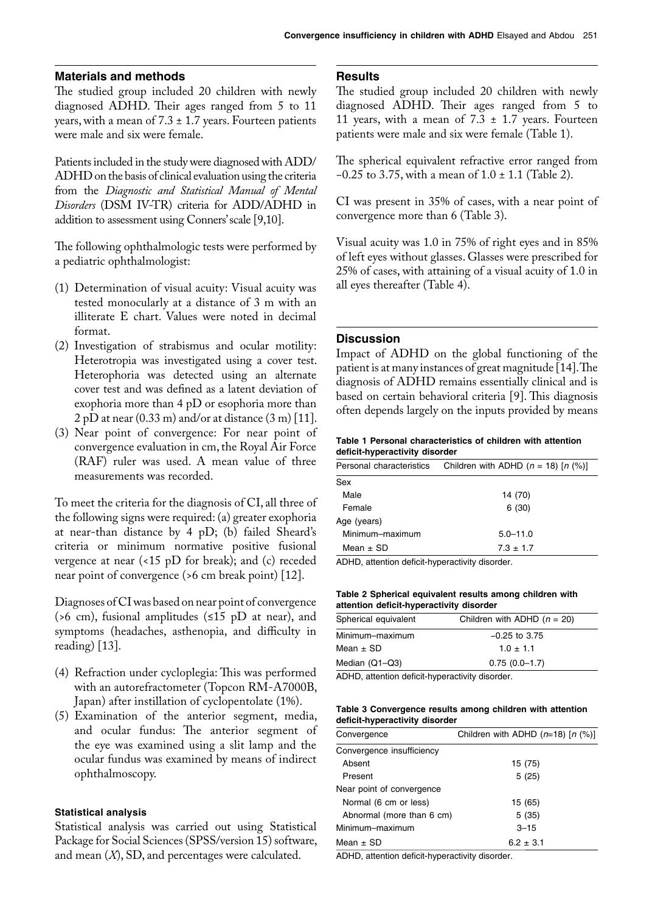## Materials and methods

The studied group included 20 children with newly diagnosed ADHD. Their ages ranged from 5 to 11 years, with a mean of 7.3 ± 1.7 years. Fourteen patients were male and six were female.

Patients included in the study were diagnosed with ADD/ADHD on the basis of clinical evaluation using the criteria from the *Diagnostic and Statistical Manual of Mental Disorders* (DSM IV-TR) criteria for ADD/ADHD in addition to assessment using Conners' scale [9,10].

The following ophthalmologic tests were performed by a pediatric ophthalmologist:

(1) Determination of visual acuity: Visual acuity was tested monocularly at a distance of 3 m with an illiterate E chart. Values were noted in decimal format.
(2) Investigation of strabismus and ocular motility: Heterotropia was investigated using a cover test. Heterophoria was detected using an alternate cover test and was defined as a latent deviation of exophoria more than 4 pD or esophoria more than 2 pD at near (0.33 m) and/or at distance (3 m) [11].
(3) Near point of convergence: For near point of convergence evaluation in cm, the Royal Air Force (RAF) ruler was used. A mean value of three measurements was recorded.

To meet the criteria for the diagnosis of CI, all three of the following signs were required: (a) greater exophoria at near-than distance by 4 pD; (b) failed Sheard's criteria or minimum normative positive fusional vergence at near (<15 pD for break); and (c) receded near point of convergence (>6 cm break point) [12].

Diagnoses of CI was based on near point of convergence (>6 cm), fusional amplitudes (≤15 pD at near), and symptoms (headaches, asthenopia, and difficulty in reading) [13].

(4) Refraction under cycloplegia: This was performed with an autorefractometer (Topcon RM-A7000B, Japan) after instillation of cyclopentolate (1%).
(5) Examination of the anterior segment, media, and ocular fundus: The anterior segment of the eye was examined using a slit lamp and the ocular fundus was examined by means of indirect ophthalmoscopy.

### Statistical analysis

Statistical analysis was carried out using Statistical Package for Social Sciences (SPSS/version 15) software, and mean ($X$), SD, and percentages were calculated.

## Results

The studied group included 20 children with newly diagnosed ADHD. Their ages ranged from 5 to 11 years, with a mean of 7.3 ± 1.7 years. Fourteen patients were male and six were female (Table 1).

The spherical equivalent refractive error ranged from −0.25 to 3.75, with a mean of 1.0 ± 1.1 (Table 2).

CI was present in 35% of cases, with a near point of convergence more than 6 (Table 3).

Visual acuity was 1.0 in 75% of right eyes and in 85% of left eyes without glasses. Glasses were prescribed for 25% of cases, with attaining of a visual acuity of 1.0 in all eyes thereafter (Table 4).

## Discussion

Impact of ADHD on the global functioning of the patient is at many instances of great magnitude [14]. The diagnosis of ADHD remains essentially clinical and is based on certain behavioral criteria [9]. This diagnosis often depends largely on the inputs provided by means

**Table 1 Personal characteristics of children with attention deficit-hyperactivity disorder**

| Personal characteristics | Children with ADHD ($n$ = 18) [$n$ (%)] |
|---|---|
| Sex | |
| Male | 14 (70) |
| Female | 6 (30) |
| Age (years) | |
| Minimum–maximum | 5.0–11.0 |
| Mean ± SD | 7.3 ± 1.7 |

ADHD, attention deficit-hyperactivity disorder.

**Table 2 Spherical equivalent results among children with attention deficit-hyperactivity disorder**

| Spherical equivalent | Children with ADHD ($n$ = 20) |
|---|---|
| Minimum–maximum | −0.25 to 3.75 |
| Mean ± SD | 1.0 ± 1.1 |
| Median (Q1–Q3) | 0.75 (0.0–1.7) |

ADHD, attention deficit-hyperactivity disorder.

**Table 3 Convergence results among children with attention deficit-hyperactivity disorder**

| Convergence | Children with ADHD ($n$=18) [$n$ (%)] |
|---|---|
| Convergence insufficiency | |
| Absent | 15 (75) |
| Present | 5 (25) |
| Near point of convergence | |
| Normal (6 cm or less) | 15 (65) |
| Abnormal (more than 6 cm) | 5 (35) |
| Minimum–maximum | 3–15 |
| Mean ± SD | 6.2 ± 3.1 |

ADHD, attention deficit-hyperactivity disorder.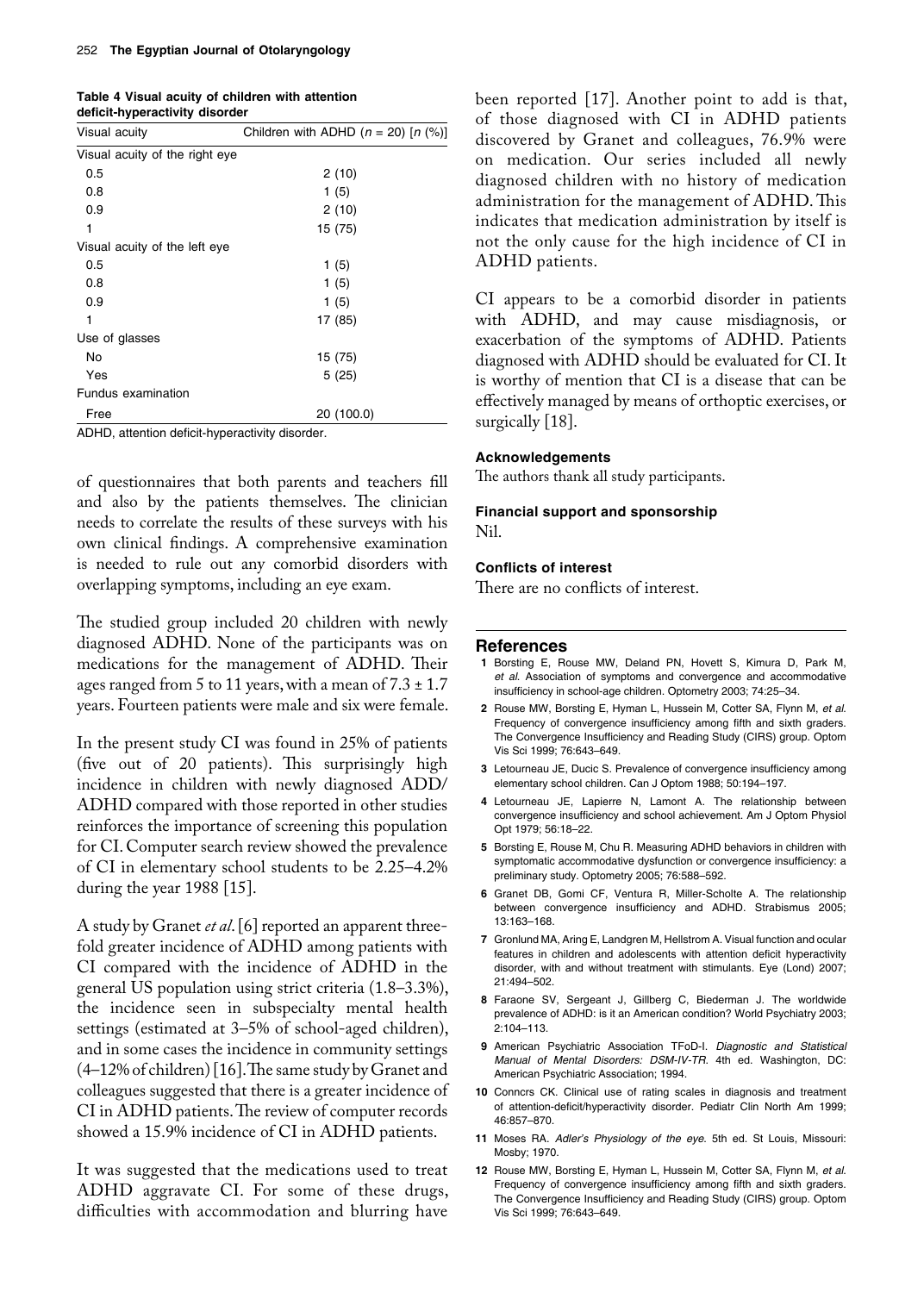**Table 4 Visual acuity of children with attention deficit-hyperactivity disorder**

| Visual acuity | Children with ADHD ($n$ = 20) [$n$ (%)] |
|---|---|
| Visual acuity of the right eye | |
| 0.5 | 2 (10) |
| 0.8 | 1 (5) |
| 0.9 | 2 (10) |
| 1 | 15 (75) |
| Visual acuity of the left eye | |
| 0.5 | 1 (5) |
| 0.8 | 1 (5) |
| 0.9 | 1 (5) |
| 1 | 17 (85) |
| Use of glasses | |
| No | 15 (75) |
| Yes | 5 (25) |
| Fundus examination | |
| Free | 20 (100.0) |

ADHD, attention deficit-hyperactivity disorder.

of questionnaires that both parents and teachers fill and also by the patients themselves. The clinician needs to correlate the results of these surveys with his own clinical findings. A comprehensive examination is needed to rule out any comorbid disorders with overlapping symptoms, including an eye exam.

The studied group included 20 children with newly diagnosed ADHD. None of the participants was on medications for the management of ADHD. Their ages ranged from 5 to 11 years, with a mean of 7.3 ± 1.7 years. Fourteen patients were male and six were female.

In the present study CI was found in 25% of patients (five out of 20 patients). This surprisingly high incidence in children with newly diagnosed ADD/ADHD compared with those reported in other studies reinforces the importance of screening this population for CI. Computer search review showed the prevalence of CI in elementary school students to be 2.25–4.2% during the year 1988 [15].

A study by Granet *et al.* [6] reported an apparent threefold greater incidence of ADHD among patients with CI compared with the incidence of ADHD in the general US population using strict criteria (1.8–3.3%), the incidence seen in subspecialty mental health settings (estimated at 3–5% of school-aged children), and in some cases the incidence in community settings (4–12% of children) [16]. The same study by Granet and colleagues suggested that there is a greater incidence of CI in ADHD patients. The review of computer records showed a 15.9% incidence of CI in ADHD patients.

It was suggested that the medications used to treat ADHD aggravate CI. For some of these drugs, difficulties with accommodation and blurring have been reported [17]. Another point to add is that, of those diagnosed with CI in ADHD patients discovered by Granet and colleagues, 76.9% were on medication. Our series included all newly diagnosed children with no history of medication administration for the management of ADHD. This indicates that medication administration by itself is not the only cause for the high incidence of CI in ADHD patients.

CI appears to be a comorbid disorder in patients with ADHD, and may cause misdiagnosis, or exacerbation of the symptoms of ADHD. Patients diagnosed with ADHD should be evaluated for CI. It is worthy of mention that CI is a disease that can be effectively managed by means of orthoptic exercises, or surgically [18].

#### Acknowledgements

The authors thank all study participants.

#### Financial support and sponsorship

Nil.

#### Conflicts of interest

There are no conflicts of interest.

## References

1. Borsting E, Rouse MW, Deland PN, Hovett S, Kimura D, Park M, *et al.* Association of symptoms and convergence and accommodative insufficiency in school-age children. Optometry 2003; 74:25–34.
2. Rouse MW, Borsting E, Hyman L, Hussein M, Cotter SA, Flynn M, *et al.* Frequency of convergence insufficiency among fifth and sixth graders. The Convergence Insufficiency and Reading Study (CIRS) group. Optom Vis Sci 1999; 76:643–649.
3. Letourneau JE, Ducic S. Prevalence of convergence insufficiency among elementary school children. Can J Optom 1988; 50:194–197.
4. Letourneau JE, Lapierre N, Lamont A. The relationship between convergence insufficiency and school achievement. Am J Optom Physiol Opt 1979; 56:18–22.
5. Borsting E, Rouse M, Chu R. Measuring ADHD behaviors in children with symptomatic accommodative dysfunction or convergence insufficiency: a preliminary study. Optometry 2005; 76:588–592.
6. Granet DB, Gomi CF, Ventura R, Miller-Scholte A. The relationship between convergence insufficiency and ADHD. Strabismus 2005; 13:163–168.
7. Gronlund MA, Aring E, Landgren M, Hellstrom A. Visual function and ocular features in children and adolescents with attention deficit hyperactivity disorder, with and without treatment with stimulants. Eye (Lond) 2007; 21:494–502.
8. Faraone SV, Sergeant J, Gillberg C, Biederman J. The worldwide prevalence of ADHD: is it an American condition? World Psychiatry 2003; 2:104–113.
9. American Psychiatric Association TFoD-I. *Diagnostic and Statistical Manual of Mental Disorders: DSM-IV-TR.* 4th ed. Washington, DC: American Psychiatric Association; 1994.
10. Conncrs CK. Clinical use of rating scales in diagnosis and treatment of attention-deficit/hyperactivity disorder. Pediatr Clin North Am 1999; 46:857–870.
11. Moses RA. *Adler's Physiology of the eye.* 5th ed. St Louis, Missouri: Mosby; 1970.
12. Rouse MW, Borsting E, Hyman L, Hussein M, Cotter SA, Flynn M, *et al.* Frequency of convergence insufficiency among fifth and sixth graders. The Convergence Insufficiency and Reading Study (CIRS) group. Optom Vis Sci 1999; 76:643–649.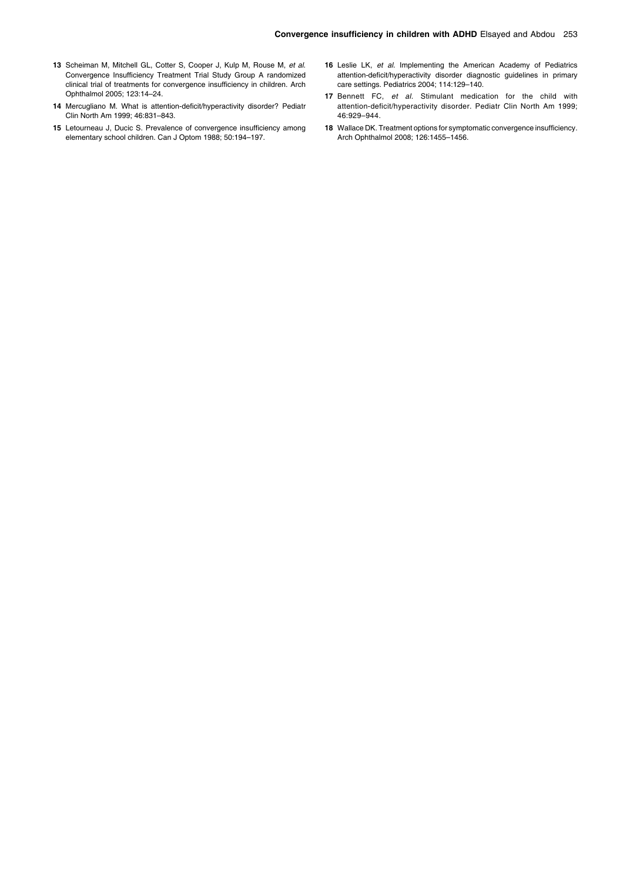13 Scheiman M, Mitchell GL, Cotter S, Cooper J, Kulp M, Rouse M, *et al.* Convergence Insufficiency Treatment Trial Study Group A randomized clinical trial of treatments for convergence insufficiency in children. Arch Ophthalmol 2005; 123:14–24.

14 Mercugliano M. What is attention-deficit/hyperactivity disorder? Pediatr Clin North Am 1999; 46:831–843.

15 Letourneau J, Ducic S. Prevalence of convergence insufficiency among elementary school children. Can J Optom 1988; 50:194–197.

16 Leslie LK, *et al.* Implementing the American Academy of Pediatrics attention-deficit/hyperactivity disorder diagnostic guidelines in primary care settings. Pediatrics 2004; 114:129–140.

17 Bennett FC, *et al.* Stimulant medication for the child with attention-deficit/hyperactivity disorder. Pediatr Clin North Am 1999; 46:929–944.

18 Wallace DK. Treatment options for symptomatic convergence insufficiency. Arch Ophthalmol 2008; 126:1455–1456.